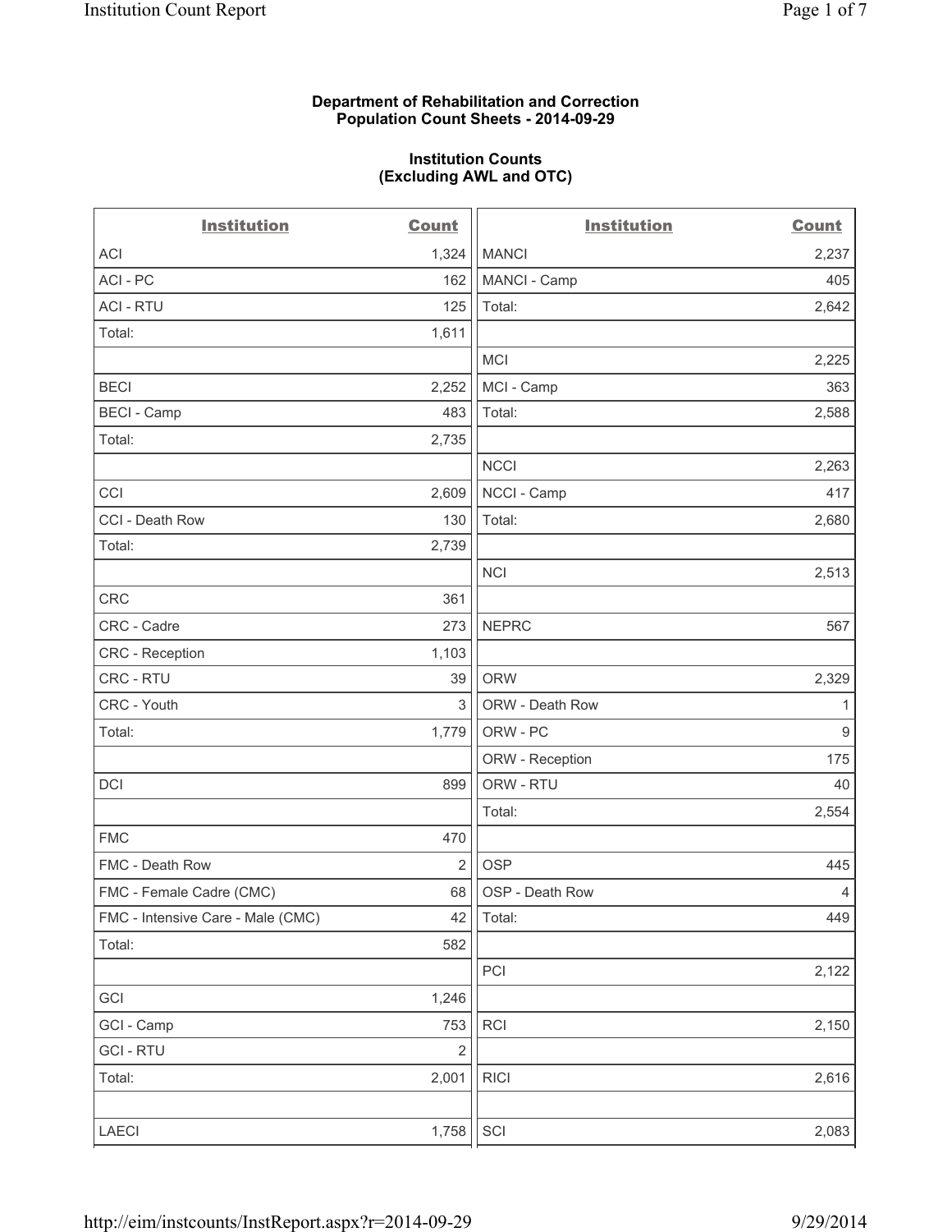**Department of Rehabilitation and Correction**
**Population Count Sheets - 2014-09-29**

**Institution Counts**
**(Excluding AWL and OTC)**

| Institution | Count |
|---|---|
| ACI | 1,324 |
| ACI - PC | 162 |
| ACI - RTU | 125 |
| Total: | 1,611 |
| | |
| BECI | 2,252 |
| BECI - Camp | 483 |
| Total: | 2,735 |
| | |
| CCI | 2,609 |
| CCI - Death Row | 130 |
| Total: | 2,739 |
| | |
| CRC | 361 |
| CRC - Cadre | 273 |
| CRC - Reception | 1,103 |
| CRC - RTU | 39 |
| CRC - Youth | 3 |
| Total: | 1,779 |
| | |
| DCI | 899 |
| | |
| FMC | 470 |
| FMC - Death Row | 2 |
| FMC - Female Cadre (CMC) | 68 |
| FMC - Intensive Care - Male (CMC) | 42 |
| Total: | 582 |
| | |
| GCI | 1,246 |
| GCI - Camp | 753 |
| GCI - RTU | 2 |
| Total: | 2,001 |
| | |
| LAECI | 1,758 |
| MANCI | 2,237 |
| MANCI - Camp | 405 |
| Total: | 2,642 |
| | |
| MCI | 2,225 |
| MCI - Camp | 363 |
| Total: | 2,588 |
| | |
| NCCI | 2,263 |
| NCCI - Camp | 417 |
| Total: | 2,680 |
| | |
| NCI | 2,513 |
| | |
| NEPRC | 567 |
| | |
| ORW | 2,329 |
| ORW - Death Row | 1 |
| ORW - PC | 9 |
| ORW - Reception | 175 |
| ORW - RTU | 40 |
| Total: | 2,554 |
| | |
| OSP | 445 |
| OSP - Death Row | 4 |
| Total: | 449 |
| | |
| PCI | 2,122 |
| | |
| RCI | 2,150 |
| | |
| RICI | 2,616 |
| | |
| SCI | 2,083 |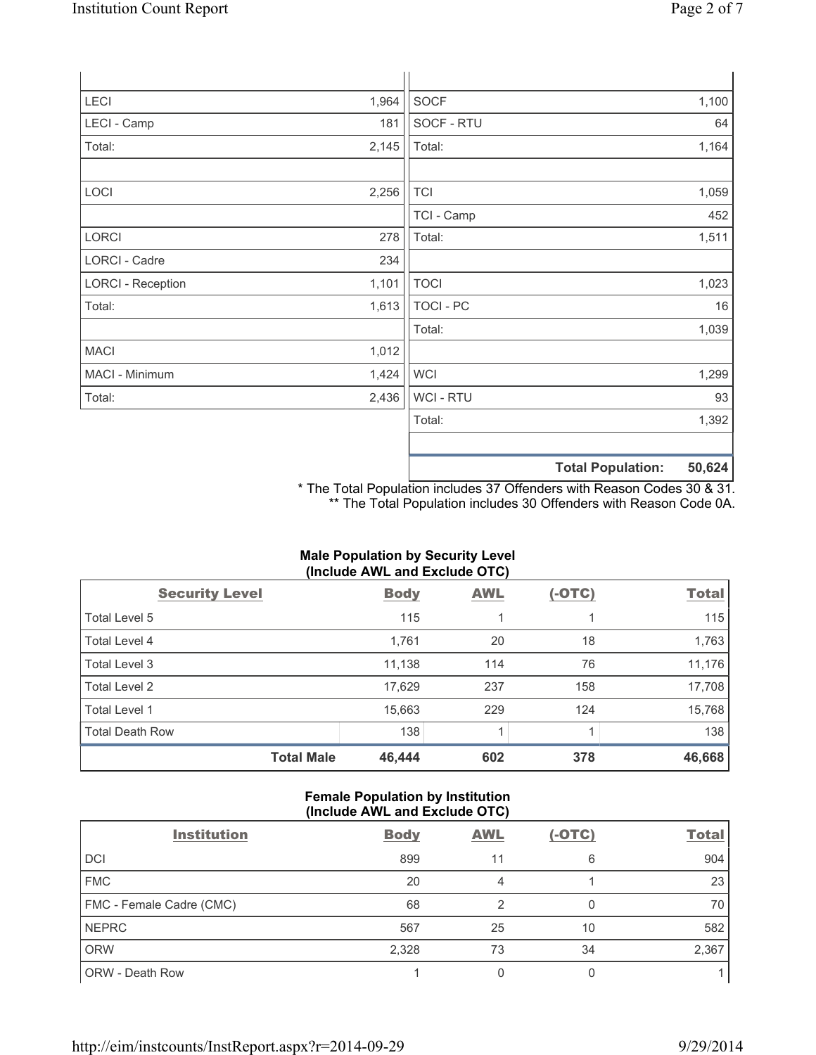| | | | |
|---|---|---|---|
| LECI | 1,964 | SOCF | 1,100 |
| LECI - Camp | 181 | SOCF - RTU | 64 |
| Total: | 2,145 | Total: | 1,164 |
| | | | |
| LOCI | 2,256 | TCI | 1,059 |
| | | TCI - Camp | 452 |
| LORCI | 278 | Total: | 1,511 |
| LORCI - Cadre | 234 | | |
| LORCI - Reception | 1,101 | TOCI | 1,023 |
| Total: | 1,613 | TOCI - PC | 16 |
| | | Total: | 1,039 |
| MACI | 1,012 | | |
| MACI - Minimum | 1,424 | WCI | 1,299 |
| Total: | 2,436 | WCI - RTU | 93 |
| | | Total: | 1,392 |
| | | | |
| | | **Total Population:** | **50,624** |

\* The Total Population includes 37 Offenders with Reason Codes 30 & 31.
\*\* The Total Population includes 30 Offenders with Reason Code 0A.

**Male Population by Security Level (Include AWL and Exclude OTC)**

| Security Level | Body | AWL | (-OTC) | Total |
|---|---|---|---|---|
| Total Level 5 | 115 | 1 | 1 | 115 |
| Total Level 4 | 1,761 | 20 | 18 | 1,763 |
| Total Level 3 | 11,138 | 114 | 76 | 11,176 |
| Total Level 2 | 17,629 | 237 | 158 | 17,708 |
| Total Level 1 | 15,663 | 229 | 124 | 15,768 |
| Total Death Row | 138 | 1 | 1 | 138 |
| **Total Male** | **46,444** | **602** | **378** | **46,668** |

**Female Population by Institution (Include AWL and Exclude OTC)**

| Institution | Body | AWL | (-OTC) | Total |
|---|---|---|---|---|
| DCI | 899 | 11 | 6 | 904 |
| FMC | 20 | 4 | 1 | 23 |
| FMC - Female Cadre (CMC) | 68 | 2 | 0 | 70 |
| NEPRC | 567 | 25 | 10 | 582 |
| ORW | 2,328 | 73 | 34 | 2,367 |
| ORW - Death Row | 1 | 0 | 0 | 1 |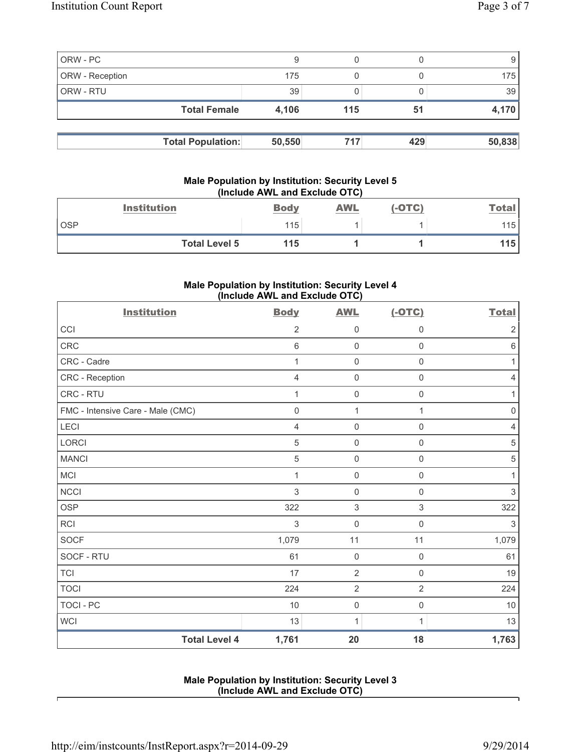| | | | | |
|---|---|---|---|---|
| ORW - PC | 9 | 0 | 0 | 9 |
| ORW - Reception | 175 | 0 | 0 | 175 |
| ORW - RTU | 39 | 0 | 0 | 39 |
| **Total Female** | **4,106** | **115** | **51** | **4,170** |

| | | | | |
|---|---|---|---|---|
| **Total Population:** | **50,550** | **717** | **429** | **50,838** |

### Male Population by Institution: Security Level 5 (Include AWL and Exclude OTC)

| Institution | Body | AWL | (-OTC) | Total |
|---|---|---|---|---|
| OSP | 115 | 1 | 1 | 115 |
| **Total Level 5** | **115** | **1** | **1** | **115** |

### Male Population by Institution: Security Level 4 (Include AWL and Exclude OTC)

| Institution | Body | AWL | (-OTC) | Total |
|---|---|---|---|---|
| CCI | 2 | 0 | 0 | 2 |
| CRC | 6 | 0 | 0 | 6 |
| CRC - Cadre | 1 | 0 | 0 | 1 |
| CRC - Reception | 4 | 0 | 0 | 4 |
| CRC - RTU | 1 | 0 | 0 | 1 |
| FMC - Intensive Care - Male (CMC) | 0 | 1 | 1 | 0 |
| LECI | 4 | 0 | 0 | 4 |
| LORCI | 5 | 0 | 0 | 5 |
| MANCI | 5 | 0 | 0 | 5 |
| MCI | 1 | 0 | 0 | 1 |
| NCCI | 3 | 0 | 0 | 3 |
| OSP | 322 | 3 | 3 | 322 |
| RCI | 3 | 0 | 0 | 3 |
| SOCF | 1,079 | 11 | 11 | 1,079 |
| SOCF - RTU | 61 | 0 | 0 | 61 |
| TCI | 17 | 2 | 0 | 19 |
| TOCI | 224 | 2 | 2 | 224 |
| TOCI - PC | 10 | 0 | 0 | 10 |
| WCI | 13 | 1 | 1 | 13 |
| **Total Level 4** | **1,761** | **20** | **18** | **1,763** |

### Male Population by Institution: Security Level 3 (Include AWL and Exclude OTC)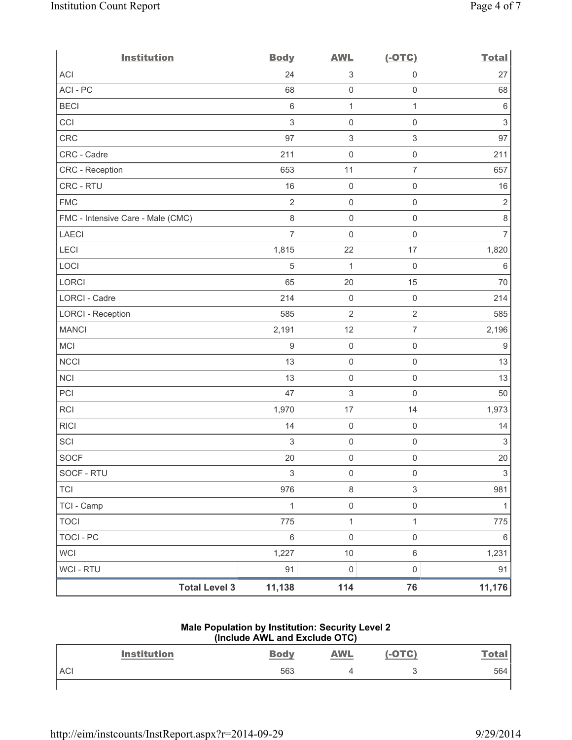| Institution | Body | AWL | (-OTC) | Total |
|---|---|---|---|---|
| ACI | 24 | 3 | 0 | 27 |
| ACI - PC | 68 | 0 | 0 | 68 |
| BECI | 6 | 1 | 1 | 6 |
| CCI | 3 | 0 | 0 | 3 |
| CRC | 97 | 3 | 3 | 97 |
| CRC - Cadre | 211 | 0 | 0 | 211 |
| CRC - Reception | 653 | 11 | 7 | 657 |
| CRC - RTU | 16 | 0 | 0 | 16 |
| FMC | 2 | 0 | 0 | 2 |
| FMC - Intensive Care - Male (CMC) | 8 | 0 | 0 | 8 |
| LAECI | 7 | 0 | 0 | 7 |
| LECI | 1,815 | 22 | 17 | 1,820 |
| LOCI | 5 | 1 | 0 | 6 |
| LORCI | 65 | 20 | 15 | 70 |
| LORCI - Cadre | 214 | 0 | 0 | 214 |
| LORCI - Reception | 585 | 2 | 2 | 585 |
| MANCI | 2,191 | 12 | 7 | 2,196 |
| MCI | 9 | 0 | 0 | 9 |
| NCCI | 13 | 0 | 0 | 13 |
| NCI | 13 | 0 | 0 | 13 |
| PCI | 47 | 3 | 0 | 50 |
| RCI | 1,970 | 17 | 14 | 1,973 |
| RICI | 14 | 0 | 0 | 14 |
| SCI | 3 | 0 | 0 | 3 |
| SOCF | 20 | 0 | 0 | 20 |
| SOCF - RTU | 3 | 0 | 0 | 3 |
| TCI | 976 | 8 | 3 | 981 |
| TCI - Camp | 1 | 0 | 0 | 1 |
| TOCI | 775 | 1 | 1 | 775 |
| TOCI - PC | 6 | 0 | 0 | 6 |
| WCI | 1,227 | 10 | 6 | 1,231 |
| WCI - RTU | 91 | 0 | 0 | 91 |
| **Total Level 3** | **11,138** | **114** | **76** | **11,176** |

**Male Population by Institution: Security Level 2**
**(Include AWL and Exclude OTC)**

| Institution | Body | AWL | (-OTC) | Total |
|---|---|---|---|---|
| ACI | 563 | 4 | 3 | 564 |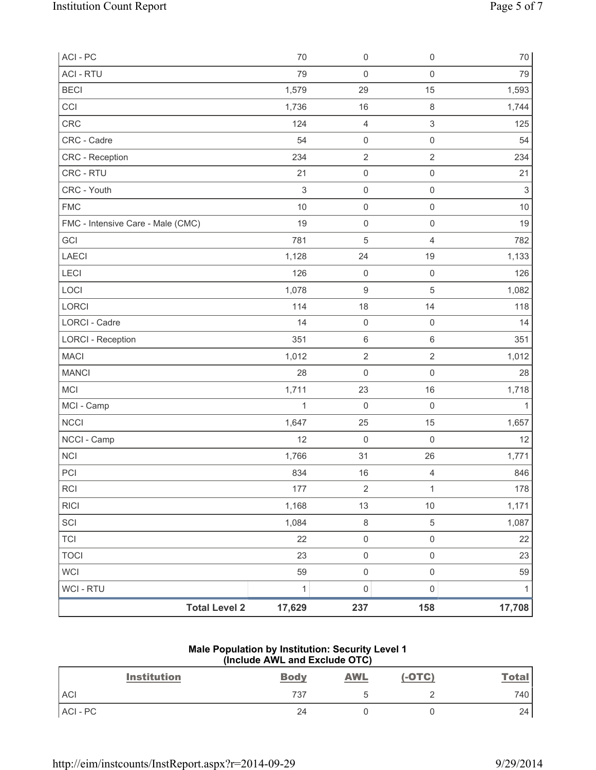| | | | | |
|---|---|---|---|---|
| ACI - PC | 70 | 0 | 0 | 70 |
| ACI - RTU | 79 | 0 | 0 | 79 |
| BECI | 1,579 | 29 | 15 | 1,593 |
| CCI | 1,736 | 16 | 8 | 1,744 |
| CRC | 124 | 4 | 3 | 125 |
| CRC - Cadre | 54 | 0 | 0 | 54 |
| CRC - Reception | 234 | 2 | 2 | 234 |
| CRC - RTU | 21 | 0 | 0 | 21 |
| CRC - Youth | 3 | 0 | 0 | 3 |
| FMC | 10 | 0 | 0 | 10 |
| FMC - Intensive Care - Male (CMC) | 19 | 0 | 0 | 19 |
| GCI | 781 | 5 | 4 | 782 |
| LAECI | 1,128 | 24 | 19 | 1,133 |
| LECI | 126 | 0 | 0 | 126 |
| LOCI | 1,078 | 9 | 5 | 1,082 |
| LORCI | 114 | 18 | 14 | 118 |
| LORCI - Cadre | 14 | 0 | 0 | 14 |
| LORCI - Reception | 351 | 6 | 6 | 351 |
| MACI | 1,012 | 2 | 2 | 1,012 |
| MANCI | 28 | 0 | 0 | 28 |
| MCI | 1,711 | 23 | 16 | 1,718 |
| MCI - Camp | 1 | 0 | 0 | 1 |
| NCCI | 1,647 | 25 | 15 | 1,657 |
| NCCI - Camp | 12 | 0 | 0 | 12 |
| NCI | 1,766 | 31 | 26 | 1,771 |
| PCI | 834 | 16 | 4 | 846 |
| RCI | 177 | 2 | 1 | 178 |
| RICI | 1,168 | 13 | 10 | 1,171 |
| SCI | 1,084 | 8 | 5 | 1,087 |
| TCI | 22 | 0 | 0 | 22 |
| TOCI | 23 | 0 | 0 | 23 |
| WCI | 59 | 0 | 0 | 59 |
| WCI - RTU | 1 | 0 | 0 | 1 |
| **Total Level 2** | **17,629** | **237** | **158** | **17,708** |

**Male Population by Institution: Security Level 1**
**(Include AWL and Exclude OTC)**

| Institution | Body | AWL | (-OTC) | Total |
|---|---|---|---|---|
| ACI | 737 | 5 | 2 | 740 |
| ACI - PC | 24 | 0 | 0 | 24 |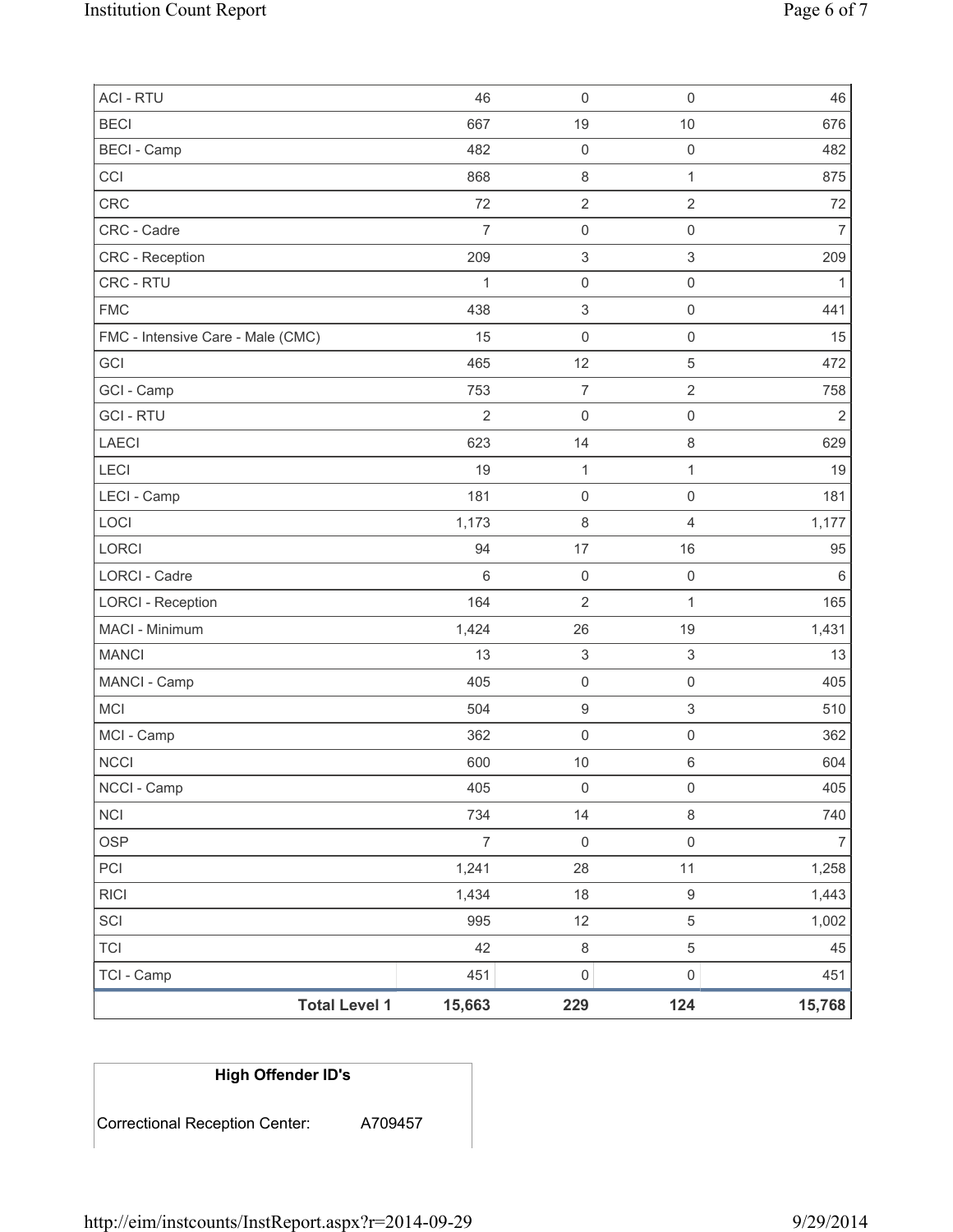| | | | | |
|---|---|---|---|---|
| ACI - RTU | 46 | 0 | 0 | 46 |
| BECI | 667 | 19 | 10 | 676 |
| BECI - Camp | 482 | 0 | 0 | 482 |
| CCI | 868 | 8 | 1 | 875 |
| CRC | 72 | 2 | 2 | 72 |
| CRC - Cadre | 7 | 0 | 0 | 7 |
| CRC - Reception | 209 | 3 | 3 | 209 |
| CRC - RTU | 1 | 0 | 0 | 1 |
| FMC | 438 | 3 | 0 | 441 |
| FMC - Intensive Care - Male (CMC) | 15 | 0 | 0 | 15 |
| GCI | 465 | 12 | 5 | 472 |
| GCI - Camp | 753 | 7 | 2 | 758 |
| GCI - RTU | 2 | 0 | 0 | 2 |
| LAECI | 623 | 14 | 8 | 629 |
| LECI | 19 | 1 | 1 | 19 |
| LECI - Camp | 181 | 0 | 0 | 181 |
| LOCI | 1,173 | 8 | 4 | 1,177 |
| LORCI | 94 | 17 | 16 | 95 |
| LORCI - Cadre | 6 | 0 | 0 | 6 |
| LORCI - Reception | 164 | 2 | 1 | 165 |
| MACI - Minimum | 1,424 | 26 | 19 | 1,431 |
| MANCI | 13 | 3 | 3 | 13 |
| MANCI - Camp | 405 | 0 | 0 | 405 |
| MCI | 504 | 9 | 3 | 510 |
| MCI - Camp | 362 | 0 | 0 | 362 |
| NCCI | 600 | 10 | 6 | 604 |
| NCCI - Camp | 405 | 0 | 0 | 405 |
| NCI | 734 | 14 | 8 | 740 |
| OSP | 7 | 0 | 0 | 7 |
| PCI | 1,241 | 28 | 11 | 1,258 |
| RICI | 1,434 | 18 | 9 | 1,443 |
| SCI | 995 | 12 | 5 | 1,002 |
| TCI | 42 | 8 | 5 | 45 |
| TCI - Camp | 451 | 0 | 0 | 451 |
| **Total Level 1** | **15,663** | **229** | **124** | **15,768** |

| **High Offender ID's** | |
|---|---|
| Correctional Reception Center: | A709457 |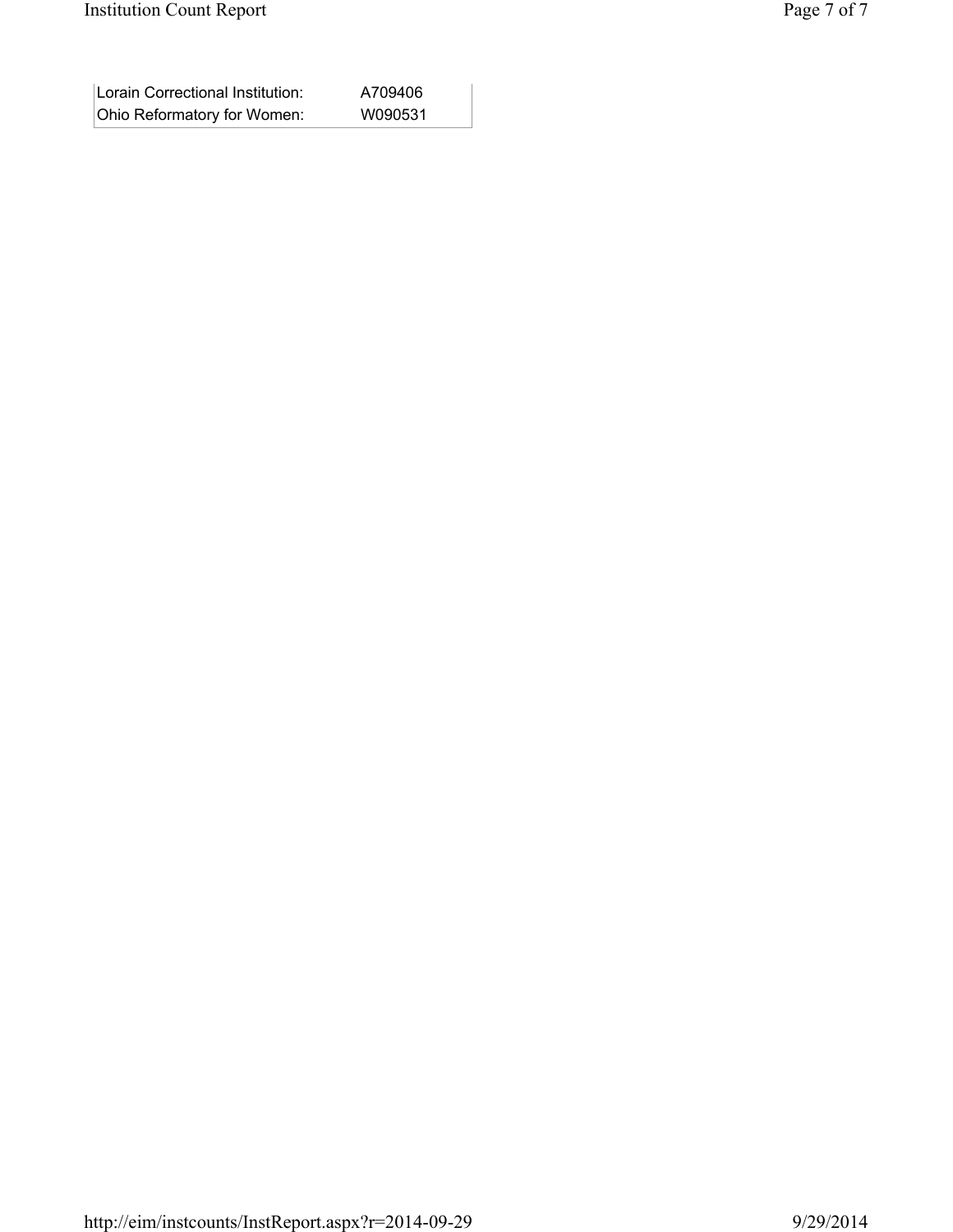| | |
|---|---|
| Lorain Correctional Institution: | A709406 |
| Ohio Reformatory for Women: | W090531 |